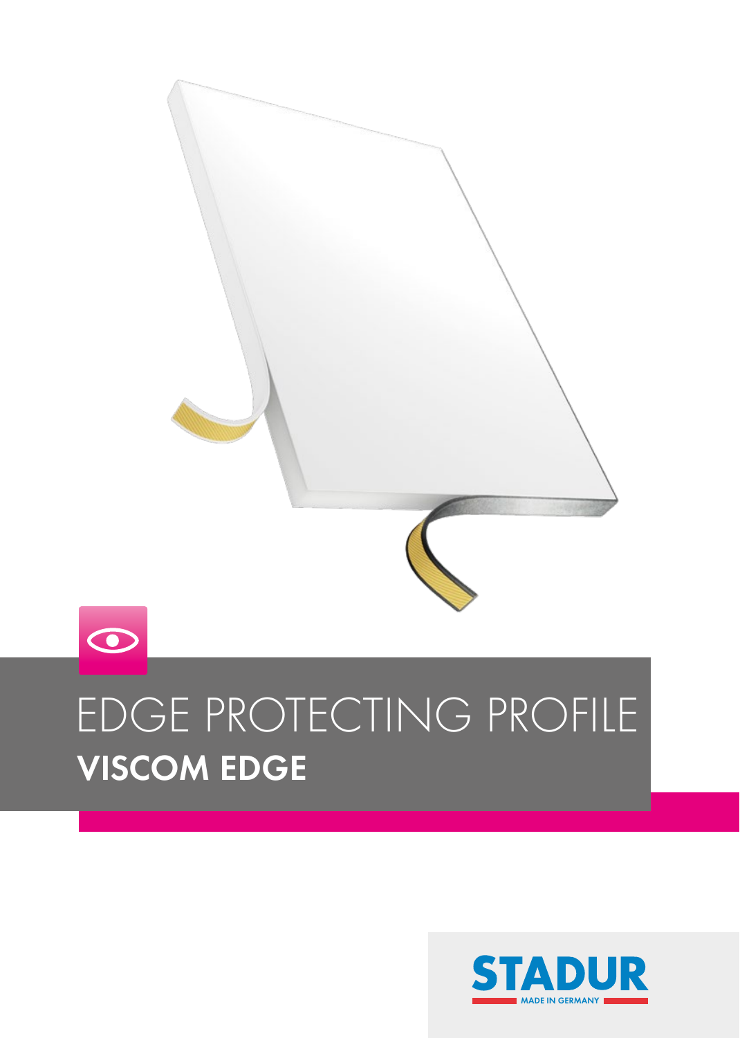# EDGE PROTECTING PROFILE

## VISCOM EDGE

STADUR

MADE IN GERMANY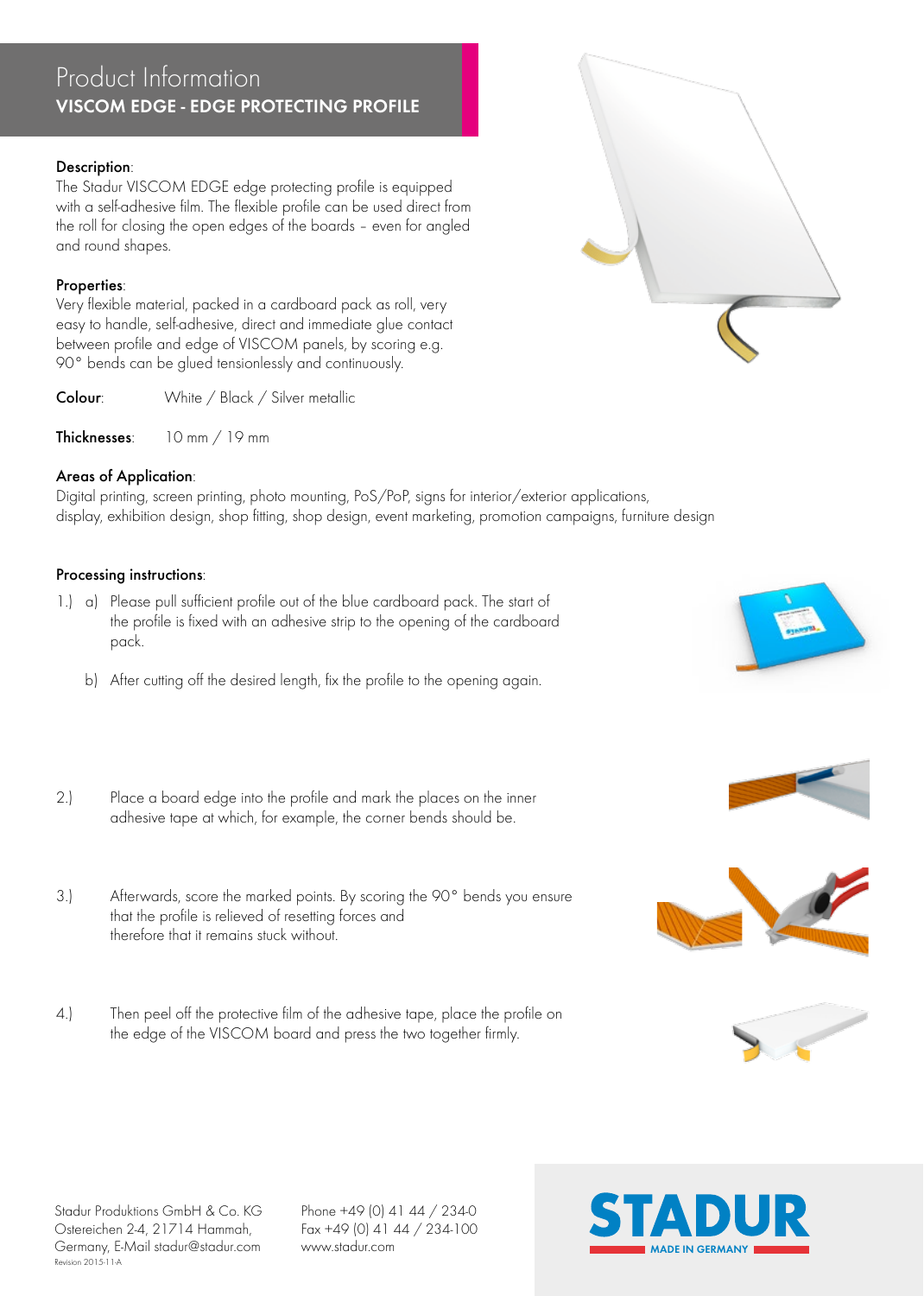# Product Information

## VISCOM EDGE - EDGE PROTECTING PROFILE

**Description**:
The Stadur VISCOM EDGE edge protecting profile is equipped with a self-adhesive film. The flexible profile can be used direct from the roll for closing the open edges of the boards – even for angled and round shapes.

**Properties**:
Very flexible material, packed in a cardboard pack as roll, very easy to handle, self-adhesive, direct and immediate glue contact between profile and edge of VISCOM panels, by scoring e.g. 90° bends can be glued tensionlessly and continuously.

**Colour**: White / Black / Silver metallic

**Thicknesses**: 10 mm / 19 mm

**Areas of Application**:
Digital printing, screen printing, photo mounting, PoS/PoP, signs for interior/exterior applications, display, exhibition design, shop fitting, shop design, event marketing, promotion campaigns, furniture design

**Processing instructions**:

1.) a) Please pull sufficient profile out of the blue cardboard pack. The start of the profile is fixed with an adhesive strip to the opening of the cardboard pack.

b) After cutting off the desired length, fix the profile to the opening again.

2.) Place a board edge into the profile and mark the places on the inner adhesive tape at which, for example, the corner bends should be.

3.) Afterwards, score the marked points. By scoring the 90° bends you ensure that the profile is relieved of resetting forces and therefore that it remains stuck without.

4.) Then peel off the protective film of the adhesive tape, place the profile on the edge of the VISCOM board and press the two together firmly.

Stadur Produktions GmbH & Co. KG
Ostereichen 2-4, 21714 Hammah,
Germany, E-Mail stadur@stadur.com
Revision 2015-11-A

Phone +49 (0) 41 44 / 234-0
Fax +49 (0) 41 44 / 234-100
www.stadur.com

STADUR MADE IN GERMANY